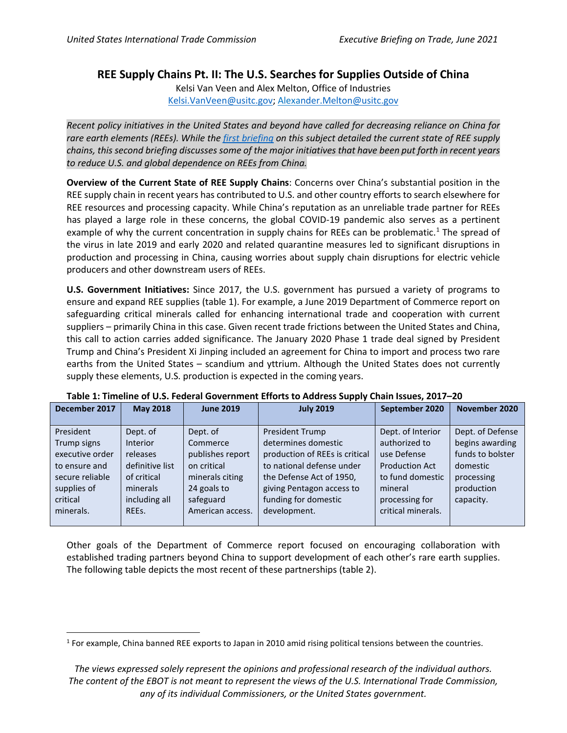# REE Supply Chains Pt. II: The U.S. Searches for Supplies Outside of China

Kelsi Van Veen and Alex Melton, Office of Industries
Kelsi.VanVeen@usitc.gov; Alexander.Melton@usitc.gov

*Recent policy initiatives in the United States and beyond have called for decreasing reliance on China for rare earth elements (REEs). While the first briefing on this subject detailed the current state of REE supply chains, this second briefing discusses some of the major initiatives that have been put forth in recent years to reduce U.S. and global dependence on REEs from China.*

**Overview of the Current State of REE Supply Chains**: Concerns over China's substantial position in the REE supply chain in recent years has contributed to U.S. and other country efforts to search elsewhere for REE resources and processing capacity. While China's reputation as an unreliable trade partner for REEs has played a large role in these concerns, the global COVID-19 pandemic also serves as a pertinent example of why the current concentration in supply chains for REEs can be problematic.[1] The spread of the virus in late 2019 and early 2020 and related quarantine measures led to significant disruptions in production and processing in China, causing worries about supply chain disruptions for electric vehicle producers and other downstream users of REEs.

**U.S. Government Initiatives:** Since 2017, the U.S. government has pursued a variety of programs to ensure and expand REE supplies (table 1). For example, a June 2019 Department of Commerce report on safeguarding critical minerals called for enhancing international trade and cooperation with current suppliers – primarily China in this case. Given recent trade frictions between the United States and China, this call to action carries added significance. The January 2020 Phase 1 trade deal signed by President Trump and China's President Xi Jinping included an agreement for China to import and process two rare earths from the United States – scandium and yttrium. Although the United States does not currently supply these elements, U.S. production is expected in the coming years.

**Table 1: Timeline of U.S. Federal Government Efforts to Address Supply Chain Issues, 2017–20**

| December 2017 | May 2018 | June 2019 | July 2019 | September 2020 | November 2020 |
|---|---|---|---|---|---|
| President Trump signs executive order to ensure and secure reliable supplies of critical minerals. | Dept. of Interior releases definitive list of critical minerals including all REEs. | Dept. of Commerce publishes report on critical minerals citing 24 goals to safeguard American access. | President Trump determines domestic production of REEs is critical to national defense under the Defense Act of 1950, giving Pentagon access to funding for domestic development. | Dept. of Interior authorized to use Defense Production Act to fund domestic mineral processing for critical minerals. | Dept. of Defense begins awarding funds to bolster domestic processing production capacity. |

Other goals of the Department of Commerce report focused on encouraging collaboration with established trading partners beyond China to support development of each other's rare earth supplies. The following table depicts the most recent of these partnerships (table 2).

[1] For example, China banned REE exports to Japan in 2010 amid rising political tensions between the countries.

*The views expressed solely represent the opinions and professional research of the individual authors. The content of the EBOT is not meant to represent the views of the U.S. International Trade Commission, any of its individual Commissioners, or the United States government.*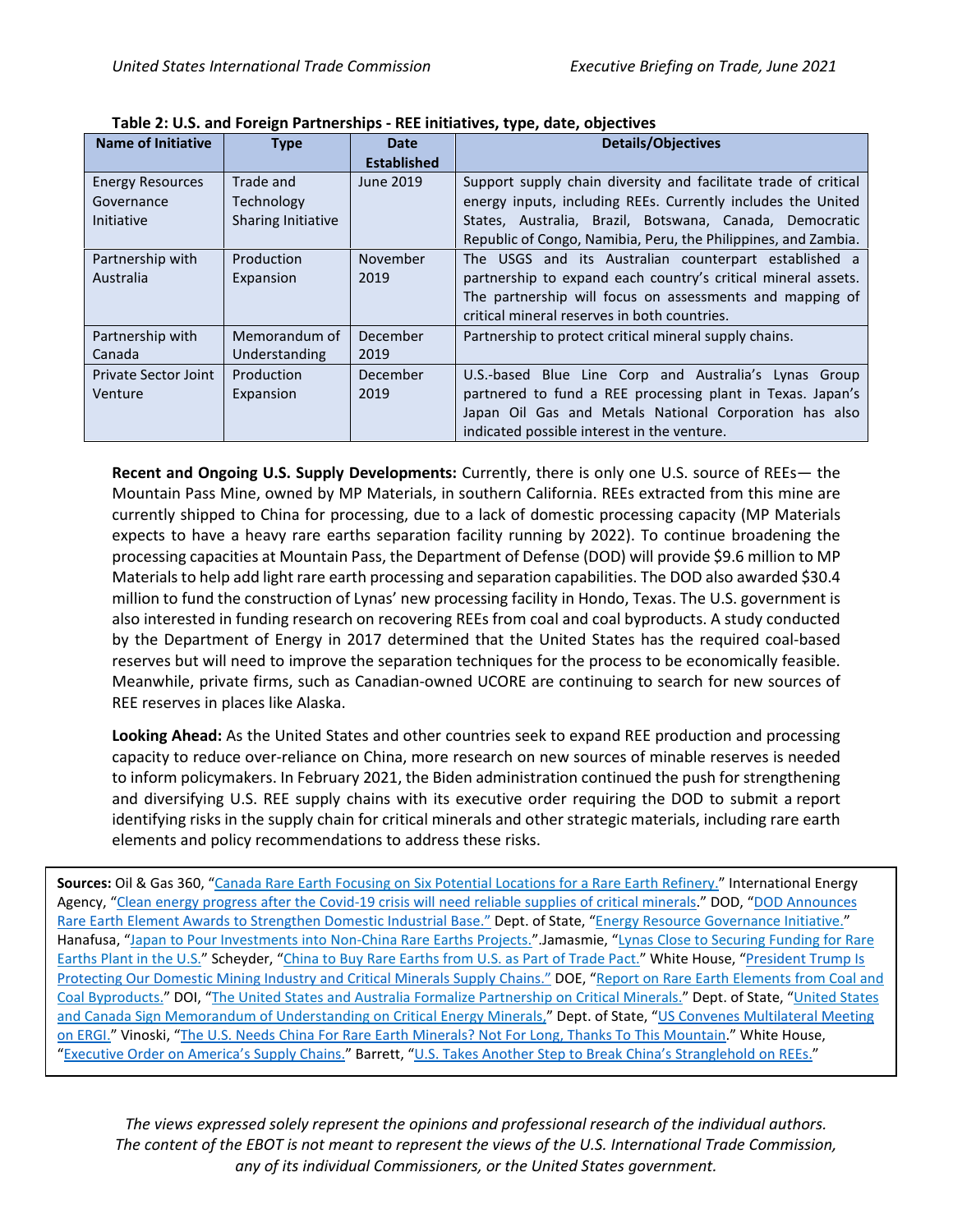**Table 2: U.S. and Foreign Partnerships - REE initiatives, type, date, objectives**

| Name of Initiative | Type | Date Established | Details/Objectives |
|---|---|---|---|
| Energy Resources Governance Initiative | Trade and Technology Sharing Initiative | June 2019 | Support supply chain diversity and facilitate trade of critical energy inputs, including REEs. Currently includes the United States, Australia, Brazil, Botswana, Canada, Democratic Republic of Congo, Namibia, Peru, the Philippines, and Zambia. |
| Partnership with Australia | Production Expansion | November 2019 | The USGS and its Australian counterpart established a partnership to expand each country's critical mineral assets. The partnership will focus on assessments and mapping of critical mineral reserves in both countries. |
| Partnership with Canada | Memorandum of Understanding | December 2019 | Partnership to protect critical mineral supply chains. |
| Private Sector Joint Venture | Production Expansion | December 2019 | U.S.-based Blue Line Corp and Australia's Lynas Group partnered to fund a REE processing plant in Texas. Japan's Japan Oil Gas and Metals National Corporation has also indicated possible interest in the venture. |

**Recent and Ongoing U.S. Supply Developments:** Currently, there is only one U.S. source of REEs— the Mountain Pass Mine, owned by MP Materials, in southern California. REEs extracted from this mine are currently shipped to China for processing, due to a lack of domestic processing capacity (MP Materials expects to have a heavy rare earths separation facility running by 2022). To continue broadening the processing capacities at Mountain Pass, the Department of Defense (DOD) will provide $9.6 million to MP Materials to help add light rare earth processing and separation capabilities. The DOD also awarded $30.4 million to fund the construction of Lynas' new processing facility in Hondo, Texas. The U.S. government is also interested in funding research on recovering REEs from coal and coal byproducts. A study conducted by the Department of Energy in 2017 determined that the United States has the required coal-based reserves but will need to improve the separation techniques for the process to be economically feasible. Meanwhile, private firms, such as Canadian-owned UCORE are continuing to search for new sources of REE reserves in places like Alaska.

**Looking Ahead:** As the United States and other countries seek to expand REE production and processing capacity to reduce over-reliance on China, more research on new sources of minable reserves is needed to inform policymakers. In February 2021, the Biden administration continued the push for strengthening and diversifying U.S. REE supply chains with its executive order requiring the DOD to submit a report identifying risks in the supply chain for critical minerals and other strategic materials, including rare earth elements and policy recommendations to address these risks.

**Sources:** Oil & Gas 360, "Canada Rare Earth Focusing on Six Potential Locations for a Rare Earth Refinery." International Energy Agency, "Clean energy progress after the Covid-19 crisis will need reliable supplies of critical minerals." DOD, "DOD Announces Rare Earth Element Awards to Strengthen Domestic Industrial Base." Dept. of State, "Energy Resource Governance Initiative." Hanafusa, "Japan to Pour Investments into Non-China Rare Earths Projects.".Jamasmie, "Lynas Close to Securing Funding for Rare Earths Plant in the U.S." Scheyder, "China to Buy Rare Earths from U.S. as Part of Trade Pact." White House, "President Trump Is Protecting Our Domestic Mining Industry and Critical Minerals Supply Chains." DOE, "Report on Rare Earth Elements from Coal and Coal Byproducts." DOI, "The United States and Australia Formalize Partnership on Critical Minerals." Dept. of State, "United States and Canada Sign Memorandum of Understanding on Critical Energy Minerals," Dept. of State, "US Convenes Multilateral Meeting on ERGI." Vinoski, "The U.S. Needs China For Rare Earth Minerals? Not For Long, Thanks To This Mountain." White House, "Executive Order on America's Supply Chains." Barrett, "U.S. Takes Another Step to Break China's Stranglehold on REEs."

*The views expressed solely represent the opinions and professional research of the individual authors. The content of the EBOT is not meant to represent the views of the U.S. International Trade Commission, any of its individual Commissioners, or the United States government.*